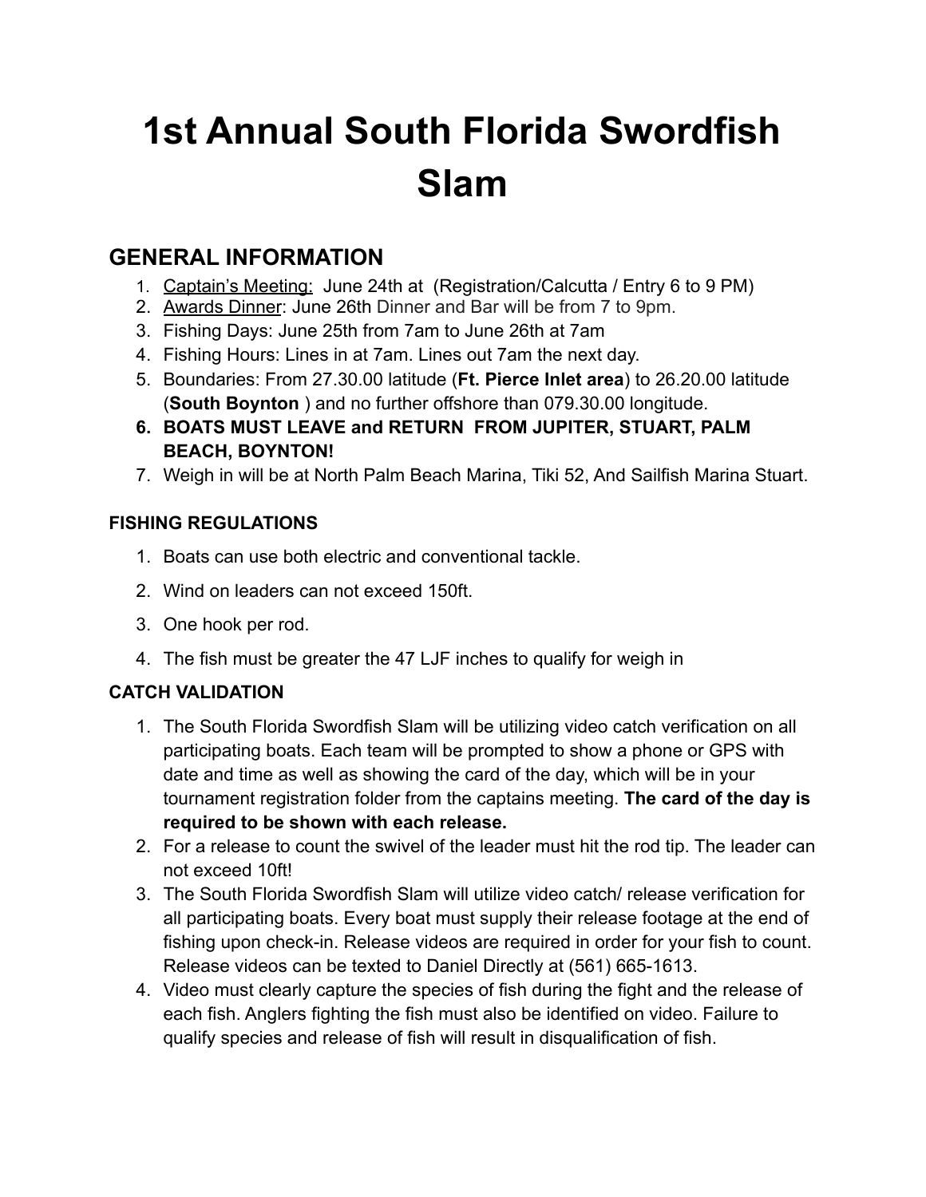# 1st Annual South Florida Swordfish Slam

## GENERAL INFORMATION

1. Captain's Meeting: June 24th at (Registration/Calcutta / Entry 6 to 9 PM)
2. Awards Dinner: June 26th Dinner and Bar will be from 7 to 9pm.
3. Fishing Days: June 25th from 7am to June 26th at 7am
4. Fishing Hours: Lines in at 7am. Lines out 7am the next day.
5. Boundaries: From 27.30.00 latitude (**Ft. Pierce Inlet area**) to 26.20.00 latitude (**South Boynton** ) and no further offshore than 079.30.00 longitude.
6. **BOATS MUST LEAVE and RETURN FROM JUPITER, STUART, PALM BEACH, BOYNTON!**
7. Weigh in will be at North Palm Beach Marina, Tiki 52, And Sailfish Marina Stuart.

### FISHING REGULATIONS

1. Boats can use both electric and conventional tackle.
2. Wind on leaders can not exceed 150ft.
3. One hook per rod.
4. The fish must be greater the 47 LJF inches to qualify for weigh in

### CATCH VALIDATION

1. The South Florida Swordfish Slam will be utilizing video catch verification on all participating boats. Each team will be prompted to show a phone or GPS with date and time as well as showing the card of the day, which will be in your tournament registration folder from the captains meeting. **The card of the day is required to be shown with each release.**
2. For a release to count the swivel of the leader must hit the rod tip. The leader can not exceed 10ft!
3. The South Florida Swordfish Slam will utilize video catch/ release verification for all participating boats. Every boat must supply their release footage at the end of fishing upon check-in. Release videos are required in order for your fish to count. Release videos can be texted to Daniel Directly at (561) 665-1613.
4. Video must clearly capture the species of fish during the fight and the release of each fish. Anglers fighting the fish must also be identified on video. Failure to qualify species and release of fish will result in disqualification of fish.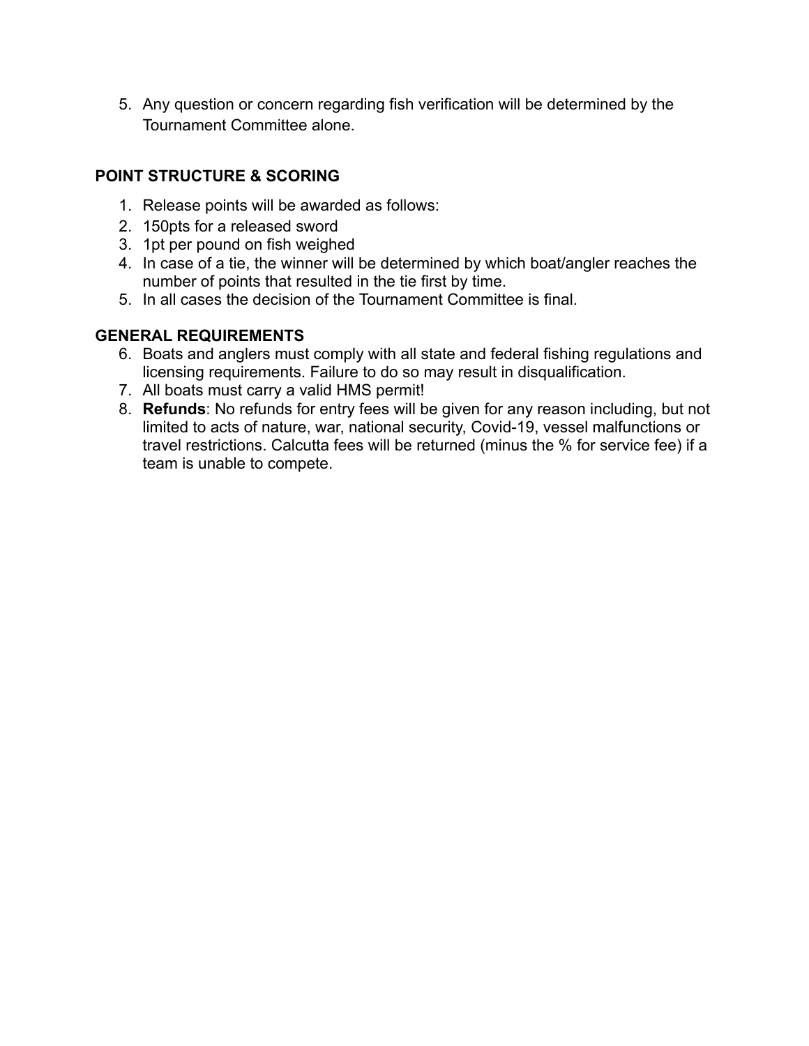5. Any question or concern regarding fish verification will be determined by the Tournament Committee alone.

**POINT STRUCTURE & SCORING**

1. Release points will be awarded as follows:
2. 150pts for a released sword
3. 1pt per pound on fish weighed
4. In case of a tie, the winner will be determined by which boat/angler reaches the number of points that resulted in the tie first by time.
5. In all cases the decision of the Tournament Committee is final.

**GENERAL REQUIREMENTS**

6. Boats and anglers must comply with all state and federal fishing regulations and licensing requirements. Failure to do so may result in disqualification.
7. All boats must carry a valid HMS permit!
8. **Refunds**: No refunds for entry fees will be given for any reason including, but not limited to acts of nature, war, national security, Covid-19, vessel malfunctions or travel restrictions. Calcutta fees will be returned (minus the % for service fee) if a team is unable to compete.